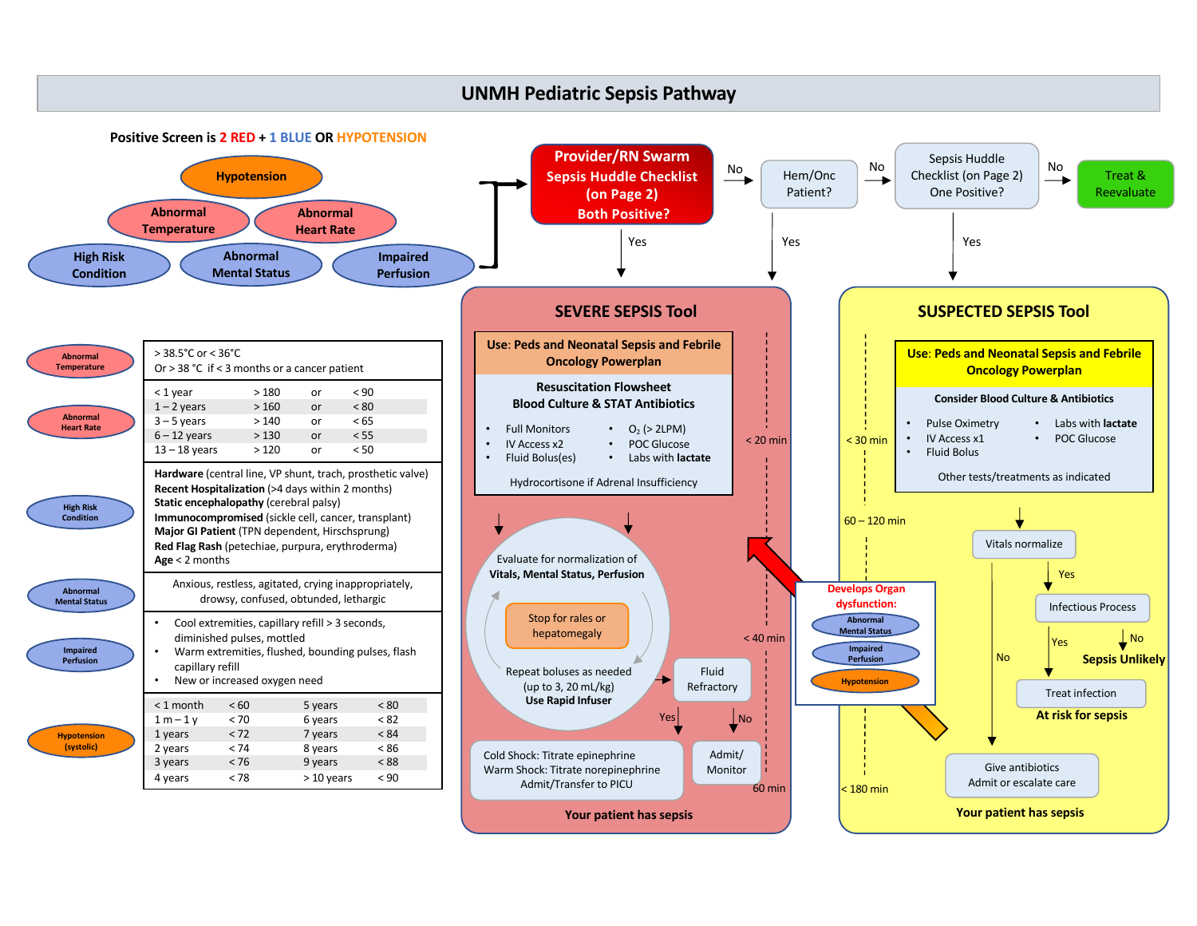# UNMH Pediatric Sepsis Pathway

**Positive Screen is 2 RED + 1 BLUE OR HYPOTENSION**

- Hypotension
- Abnormal Temperature
- Abnormal Heart Rate
- High Risk Condition
- Abnormal Mental Status
- Impaired Perfusion

**Provider/RN Swarm — Sepsis Huddle Checklist (on Page 2) — Both Positive?**
- Yes → SEVERE SEPSIS Tool
- No → Hem/Onc Patient?
  - Yes → SEVERE SEPSIS Tool
  - No → Sepsis Huddle Checklist (on Page 2) One Positive?
    - Yes → SUSPECTED SEPSIS Tool
    - No → Treat & Reevaluate

| Criterion | Definition | | | | | | |
|---|---|---|---|---|---|---|---|
| Abnormal Temperature | > 38.5°C or < 36°C<br>Or > 38 °C if < 3 months or a cancer patient | | | | | | |
| Abnormal Heart Rate | < 1 year | > 180 | or | < 90 | | | |
| | 1 – 2 years | > 160 | or | < 80 | | | |
| | 3 – 5 years | > 140 | or | < 65 | | | |
| | 6 – 12 years | > 130 | or | < 55 | | | |
| | 13 – 18 years | > 120 | or | < 50 | | | |
| High Risk Condition | **Hardware** (central line, VP shunt, trach, prosthetic valve)<br>**Recent Hospitalization** (>4 days within 2 months)<br>**Static encephalopathy** (cerebral palsy)<br>**Immunocompromised** (sickle cell, cancer, transplant)<br>**Major GI Patient** (TPN dependent, Hirschsprung)<br>**Red Flag Rash** (petechiae, purpura, erythroderma)<br>**Age** < 2 months | | | | | | |
| Abnormal Mental Status | Anxious, restless, agitated, crying inappropriately, drowsy, confused, obtunded, lethargic | | | | | | |
| Impaired Perfusion | • Cool extremities, capillary refill > 3 seconds, diminished pulses, mottled<br>• Warm extremities, flushed, bounding pulses, flash capillary refill<br>• New or increased oxygen need | | | | | | |
| Hypotension (systolic) | < 1 month | < 60 | 5 years | < 80 | | | |
| | 1 m – 1 y | < 70 | 6 years | < 82 | | | |
| | 1 years | < 72 | 7 years | < 84 | | | |
| | 2 years | < 74 | 8 years | < 86 | | | |
| | 3 years | < 76 | 9 years | < 88 | | | |
| | 4 years | < 78 | > 10 years | < 90 | | | |

## SEVERE SEPSIS Tool

**Use: Peds and Neonatal Sepsis and Febrile Oncology Powerplan**

**Resuscitation Flowsheet**
**Blood Culture & STAT Antibiotics**

- Full Monitors
- IV Access x2
- Fluid Bolus(es)
- $O_2$ (> 2LPM)
- POC Glucose
- Labs with **lactate**

Hydrocortisone if Adrenal Insufficiency

Evaluate for normalization of **Vitals, Mental Status, Perfusion**

Stop for rales or hepatomegaly

Repeat boluses as needed (up to 3, 20 mL/kg) **Use Rapid Infuser**

→ Fluid Refractory?
- Yes → Cold Shock: Titrate epinephrine; Warm Shock: Titrate norepinephrine; Admit/Transfer to PICU
- No → Admit/ Monitor

Timeline: < 20 min; < 40 min; 60 min

**Your patient has sepsis**

## SUSPECTED SEPSIS Tool

**Use: Peds and Neonatal Sepsis and Febrile Oncology Powerplan**

**Consider Blood Culture & Antibiotics**

- Pulse Oximetry
- IV Access x1
- Fluid Bolus
- Labs with **lactate**
- POC Glucose

Other tests/treatments as indicated

Vitals normalize?
- No → Give antibiotics; Admit or escalate care
- Yes → Infectious Process?
  - No → **Sepsis Unlikely**
  - Yes → Treat infection — **At risk for sepsis**

**Develops Organ dysfunction:** Abnormal Mental Status, Impaired Perfusion, Hypotension → SEVERE SEPSIS Tool

Timeline: < 30 min; 60 – 120 min; < 180 min

**Your patient has sepsis**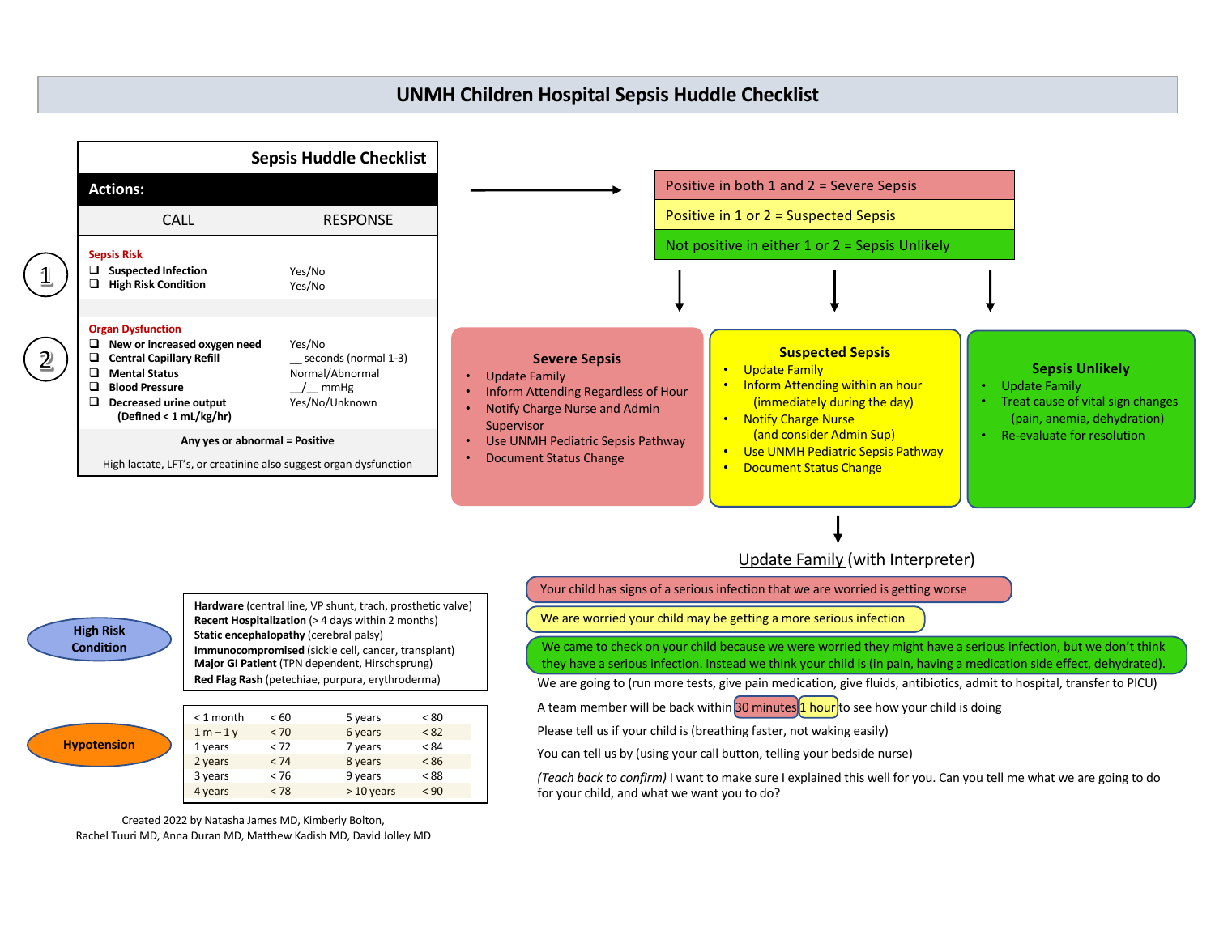# UNMH Children Hospital Sepsis Huddle Checklist

## Sepsis Huddle Checklist

**Actions:**

| CALL | RESPONSE |
|---|---|
| **Sepsis Risk** (1) | |
| ❑ **Suspected Infection** | Yes/No |
| ❑ **High Risk Condition** | Yes/No |
| **Organ Dysfunction** (2) | |
| ❑ **New or increased oxygen need** | Yes/No |
| ❑ **Central Capillary Refill** | __ seconds (normal 1-3) |
| ❑ **Mental Status** | Normal/Abnormal |
| ❑ **Blood Pressure** | __/__ mmHg |
| ❑ **Decreased urine output** (Defined < 1 mL/kg/hr) | Yes/No/Unknown |

**Any yes or abnormal = Positive**

High lactate, LFT's, or creatinine also suggest organ dysfunction

- Positive in both 1 and 2 = Severe Sepsis
- Positive in 1 or 2 = Suspected Sepsis
- Not positive in either 1 or 2 = Sepsis Unlikely

### Severe Sepsis

- Update Family
- Inform Attending Regardless of Hour
- Notify Charge Nurse and Admin Supervisor
- Use UNMH Pediatric Sepsis Pathway
- Document Status Change

### Suspected Sepsis

- Update Family
- Inform Attending within an hour (immediately during the day)
- Notify Charge Nurse (and consider Admin Sup)
- Use UNMH Pediatric Sepsis Pathway
- Document Status Change

### Sepsis Unlikely

- Update Family
- Treat cause of vital sign changes (pain, anemia, dehydration)
- Re-evaluate for resolution

## High Risk Condition

**Hardware** (central line, VP shunt, trach, prosthetic valve)
**Recent Hospitalization** (> 4 days within 2 months)
**Static encephalopathy** (cerebral palsy)
**Immunocompromised** (sickle cell, cancer, transplant)
**Major GI Patient** (TPN dependent, Hirschsprung)
**Red Flag Rash** (petechiae, purpura, erythroderma)

## Hypotension

| Age | SBP | Age | SBP |
|---|---|---|---|
| < 1 month | < 60 | 5 years | < 80 |
| 1 m – 1 y | < 70 | 6 years | < 82 |
| 1 years | < 72 | 7 years | < 84 |
| 2 years | < 74 | 8 years | < 86 |
| 3 years | < 76 | 9 years | < 88 |
| 4 years | < 78 | > 10 years | < 90 |

## Update Family (with Interpreter)

- (Severe Sepsis) Your child has signs of a serious infection that we are worried is getting worse
- (Suspected Sepsis) We are worried your child may be getting a more serious infection
- (Sepsis Unlikely) We came to check on your child because we were worried they might have a serious infection, but we don't think they have a serious infection. Instead we think your child is (in pain, having a medication side effect, dehydrated).

We are going to (run more tests, give pain medication, give fluids, antibiotics, admit to hospital, transfer to PICU)

A team member will be back within 30 minutes / 1 hour to see how your child is doing

Please tell us if your child is (breathing faster, not waking easily)

You can tell us by (using your call button, telling your bedside nurse)

*(Teach back to confirm)* I want to make sure I explained this well for you. Can you tell me what we are going to do for your child, and what we want you to do?

Created 2022 by Natasha James MD, Kimberly Bolton, Rachel Tuuri MD, Anna Duran MD, Matthew Kadish MD, David Jolley MD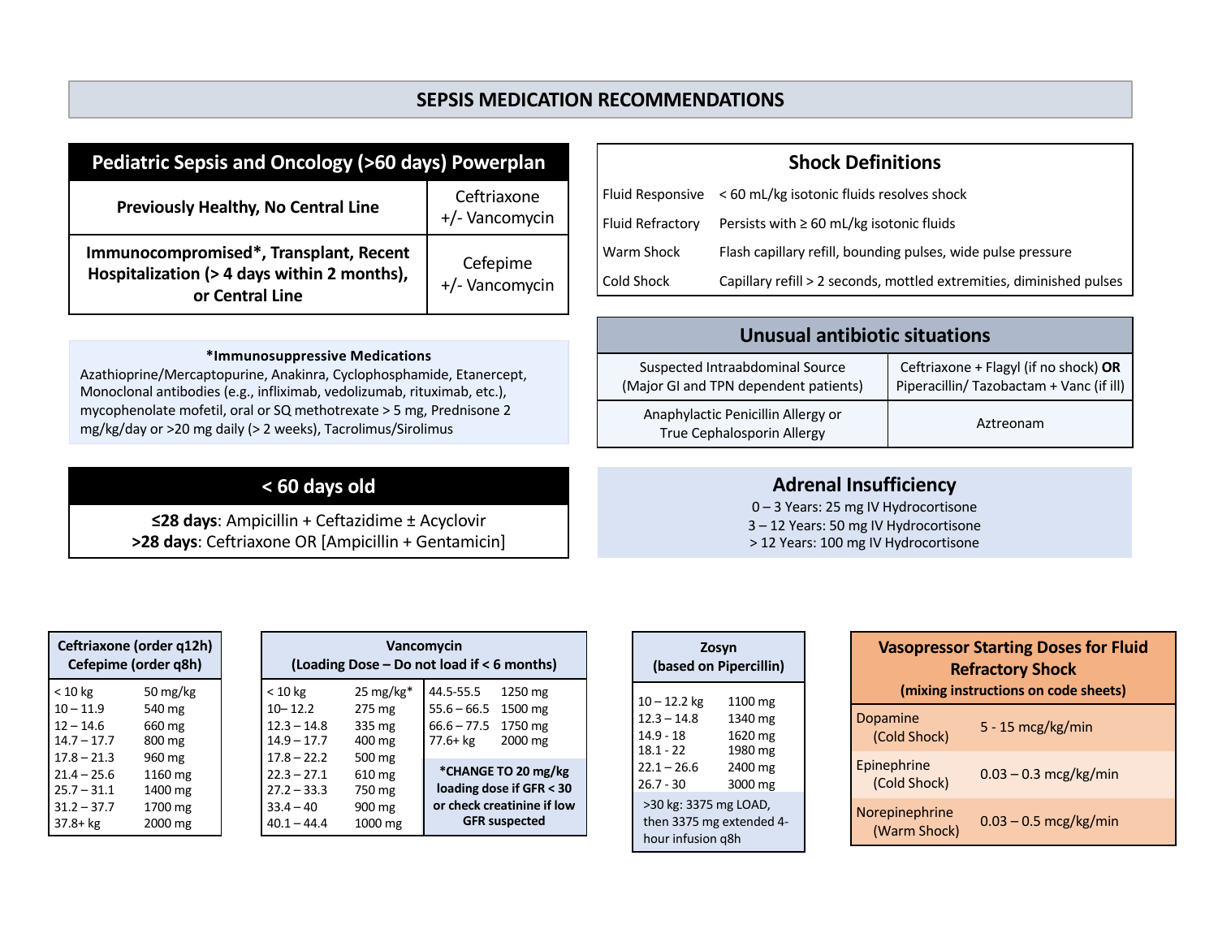# SEPSIS MEDICATION RECOMMENDATIONS

## Pediatric Sepsis and Oncology (>60 days) Powerplan

| | |
|---|---|
| **Previously Healthy, No Central Line** | Ceftriaxone +/- Vancomycin |
| **Immunocompromised*, Transplant, Recent Hospitalization (> 4 days within 2 months), or Central Line** | Cefepime +/- Vancomycin |

**\*Immunosuppressive Medications**

Azathioprine/Mercaptopurine, Anakinra, Cyclophosphamide, Etanercept, Monoclonal antibodies (e.g., infliximab, vedolizumab, rituximab, etc.), mycophenolate mofetil, oral or SQ methotrexate > 5 mg, Prednisone 2 mg/kg/day or >20 mg daily (> 2 weeks), Tacrolimus/Sirolimus

## < 60 days old

**≤28 days**: Ampicillin + Ceftazidime ± Acyclovir
**>28 days**: Ceftriaxone OR [Ampicillin + Gentamicin]

## Shock Definitions

| | |
|---|---|
| Fluid Responsive | < 60 mL/kg isotonic fluids resolves shock |
| Fluid Refractory | Persists with ≥ 60 mL/kg isotonic fluids |
| Warm Shock | Flash capillary refill, bounding pulses, wide pulse pressure |
| Cold Shock | Capillary refill > 2 seconds, mottled extremities, diminished pulses |

## Unusual antibiotic situations

| | |
|---|---|
| Suspected Intraabdominal Source (Major GI and TPN dependent patients) | Ceftriaxone + Flagyl (if no shock) **OR** Piperacillin/ Tazobactam + Vanc (if ill) |
| Anaphylactic Penicillin Allergy or True Cephalosporin Allergy | Aztreonam |

## Adrenal Insufficiency

0 – 3 Years: 25 mg IV Hydrocortisone
3 – 12 Years: 50 mg IV Hydrocortisone
> 12 Years: 100 mg IV Hydrocortisone

### Ceftriaxone (order q12h) / Cefepime (order q8h)

| Weight | Dose |
|---|---|
| < 10 kg | 50 mg/kg |
| 10 – 11.9 | 540 mg |
| 12 – 14.6 | 660 mg |
| 14.7 – 17.7 | 800 mg |
| 17.8 – 21.3 | 960 mg |
| 21.4 – 25.6 | 1160 mg |
| 25.7 – 31.1 | 1400 mg |
| 31.2 – 37.7 | 1700 mg |
| 37.8+ kg | 2000 mg |

### Vancomycin (Loading Dose – Do not load if < 6 months)

| Weight | Dose | Weight | Dose |
|---|---|---|---|
| < 10 kg | 25 mg/kg* | 44.5-55.5 | 1250 mg |
| 10– 12.2 | 275 mg | 55.6 – 66.5 | 1500 mg |
| 12.3 – 14.8 | 335 mg | 66.6 – 77.5 | 1750 mg |
| 14.9 – 17.7 | 400 mg | 77.6+ kg | 2000 mg |
| 17.8 – 22.2 | 500 mg | | |
| 22.3 – 27.1 | 610 mg | | |
| 27.2 – 33.3 | 750 mg | | |
| 33.4 – 40 | 900 mg | | |
| 40.1 – 44.4 | 1000 mg | | |

**\*CHANGE TO 20 mg/kg loading dose if GFR < 30 or check creatinine if low GFR suspected**

### Zosyn (based on Pipercillin)

| Weight | Dose |
|---|---|
| 10 – 12.2 kg | 1100 mg |
| 12.3 – 14.8 | 1340 mg |
| 14.9 - 18 | 1620 mg |
| 18.1 - 22 | 1980 mg |
| 22.1 – 26.6 | 2400 mg |
| 26.7 - 30 | 3000 mg |

>30 kg: 3375 mg LOAD, then 3375 mg extended 4-hour infusion q8h

### Vasopressor Starting Doses for Fluid Refractory Shock (mixing instructions on code sheets)

| | |
|---|---|
| Dopamine (Cold Shock) | 5 - 15 mcg/kg/min |
| Epinephrine (Cold Shock) | 0.03 – 0.3 mcg/kg/min |
| Norepinephrine (Warm Shock) | 0.03 – 0.5 mcg/kg/min |